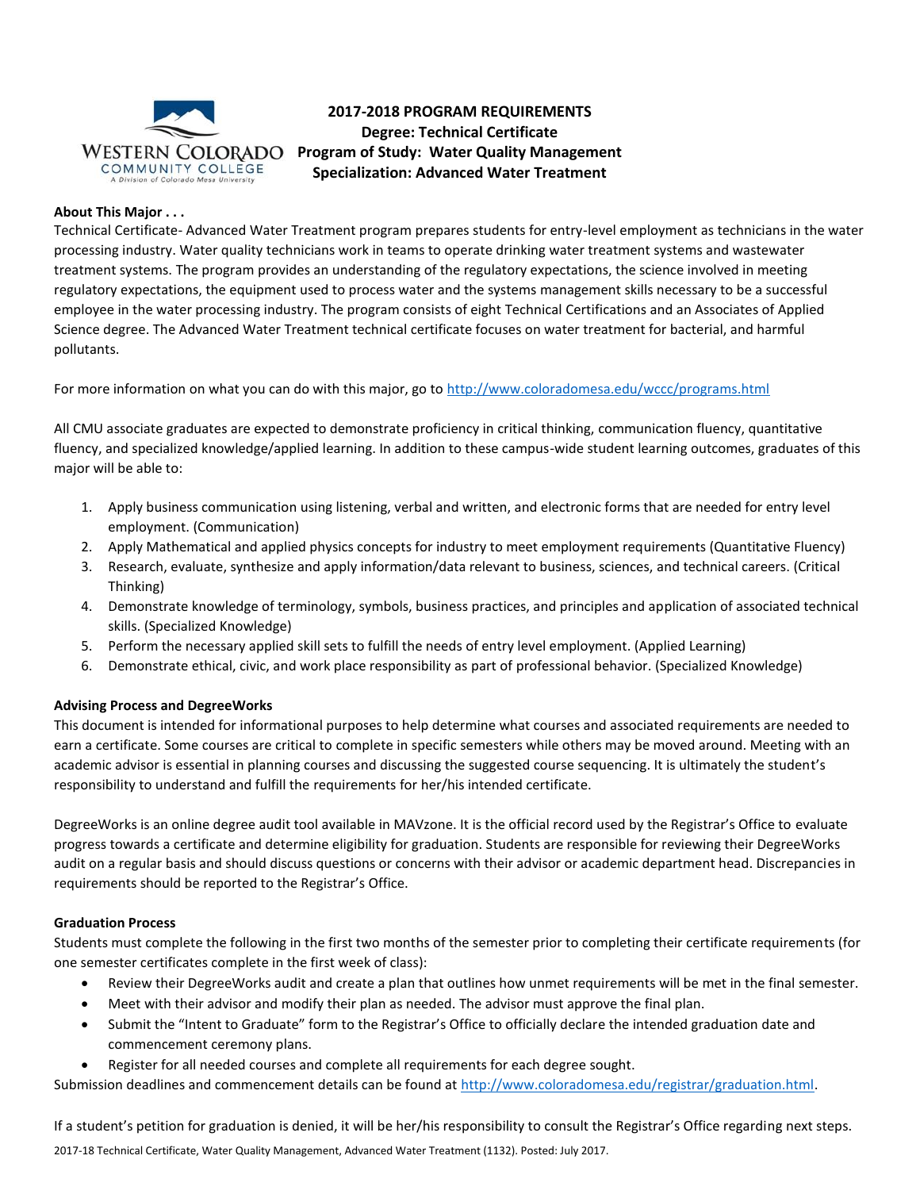# 2017-2018 PROGRAM REQUIREMENTS
## Degree: Technical Certificate
## Program of Study: Water Quality Management
## Specialization: Advanced Water Treatment

**About This Major . . .**

Technical Certificate- Advanced Water Treatment program prepares students for entry-level employment as technicians in the water processing industry. Water quality technicians work in teams to operate drinking water treatment systems and wastewater treatment systems. The program provides an understanding of the regulatory expectations, the science involved in meeting regulatory expectations, the equipment used to process water and the systems management skills necessary to be a successful employee in the water processing industry. The program consists of eight Technical Certifications and an Associates of Applied Science degree. The Advanced Water Treatment technical certificate focuses on water treatment for bacterial, and harmful pollutants.

For more information on what you can do with this major, go to http://www.coloradomesa.edu/wccc/programs.html

All CMU associate graduates are expected to demonstrate proficiency in critical thinking, communication fluency, quantitative fluency, and specialized knowledge/applied learning. In addition to these campus-wide student learning outcomes, graduates of this major will be able to:

1. Apply business communication using listening, verbal and written, and electronic forms that are needed for entry level employment. (Communication)
2. Apply Mathematical and applied physics concepts for industry to meet employment requirements (Quantitative Fluency)
3. Research, evaluate, synthesize and apply information/data relevant to business, sciences, and technical careers. (Critical Thinking)
4. Demonstrate knowledge of terminology, symbols, business practices, and principles and application of associated technical skills. (Specialized Knowledge)
5. Perform the necessary applied skill sets to fulfill the needs of entry level employment. (Applied Learning)
6. Demonstrate ethical, civic, and work place responsibility as part of professional behavior. (Specialized Knowledge)

**Advising Process and DegreeWorks**

This document is intended for informational purposes to help determine what courses and associated requirements are needed to earn a certificate. Some courses are critical to complete in specific semesters while others may be moved around. Meeting with an academic advisor is essential in planning courses and discussing the suggested course sequencing. It is ultimately the student's responsibility to understand and fulfill the requirements for her/his intended certificate.

DegreeWorks is an online degree audit tool available in MAVzone. It is the official record used by the Registrar's Office to evaluate progress towards a certificate and determine eligibility for graduation. Students are responsible for reviewing their DegreeWorks audit on a regular basis and should discuss questions or concerns with their advisor or academic department head. Discrepancies in requirements should be reported to the Registrar's Office.

**Graduation Process**

Students must complete the following in the first two months of the semester prior to completing their certificate requirements (for one semester certificates complete in the first week of class):

- Review their DegreeWorks audit and create a plan that outlines how unmet requirements will be met in the final semester.
- Meet with their advisor and modify their plan as needed. The advisor must approve the final plan.
- Submit the "Intent to Graduate" form to the Registrar's Office to officially declare the intended graduation date and commencement ceremony plans.
- Register for all needed courses and complete all requirements for each degree sought.

Submission deadlines and commencement details can be found at http://www.coloradomesa.edu/registrar/graduation.html.

If a student's petition for graduation is denied, it will be her/his responsibility to consult the Registrar's Office regarding next steps.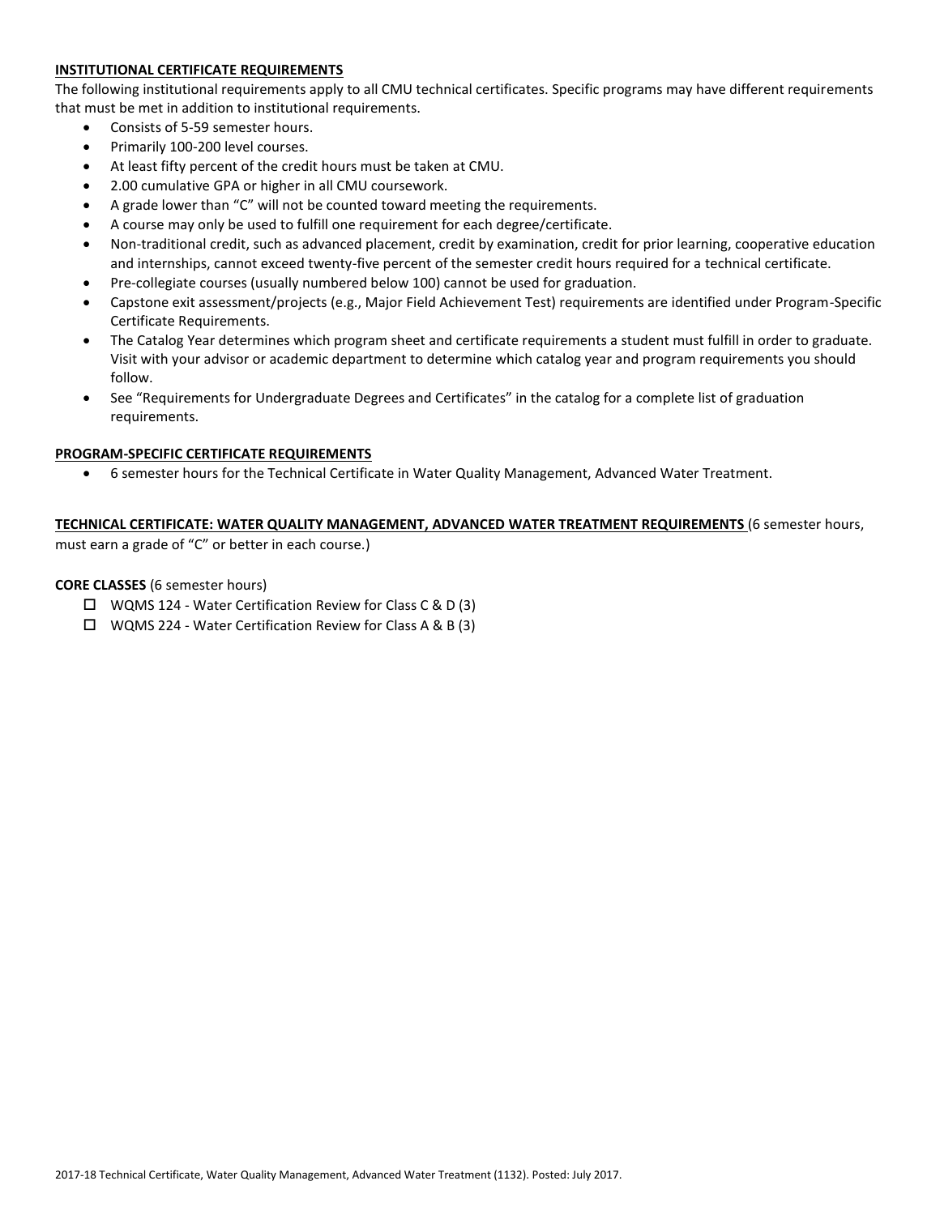**INSTITUTIONAL CERTIFICATE REQUIREMENTS**

The following institutional requirements apply to all CMU technical certificates. Specific programs may have different requirements that must be met in addition to institutional requirements.

- Consists of 5-59 semester hours.
- Primarily 100-200 level courses.
- At least fifty percent of the credit hours must be taken at CMU.
- 2.00 cumulative GPA or higher in all CMU coursework.
- A grade lower than "C" will not be counted toward meeting the requirements.
- A course may only be used to fulfill one requirement for each degree/certificate.
- Non-traditional credit, such as advanced placement, credit by examination, credit for prior learning, cooperative education and internships, cannot exceed twenty-five percent of the semester credit hours required for a technical certificate.
- Pre-collegiate courses (usually numbered below 100) cannot be used for graduation.
- Capstone exit assessment/projects (e.g., Major Field Achievement Test) requirements are identified under Program-Specific Certificate Requirements.
- The Catalog Year determines which program sheet and certificate requirements a student must fulfill in order to graduate. Visit with your advisor or academic department to determine which catalog year and program requirements you should follow.
- See "Requirements for Undergraduate Degrees and Certificates" in the catalog for a complete list of graduation requirements.

**PROGRAM-SPECIFIC CERTIFICATE REQUIREMENTS**

- 6 semester hours for the Technical Certificate in Water Quality Management, Advanced Water Treatment.

**TECHNICAL CERTIFICATE: WATER QUALITY MANAGEMENT, ADVANCED WATER TREATMENT REQUIREMENTS** (6 semester hours, must earn a grade of "C" or better in each course.)

**CORE CLASSES** (6 semester hours)

- ☐ WQMS 124 - Water Certification Review for Class C & D (3)
- ☐ WQMS 224 - Water Certification Review for Class A & B (3)

2017-18 Technical Certificate, Water Quality Management, Advanced Water Treatment (1132). Posted: July 2017.